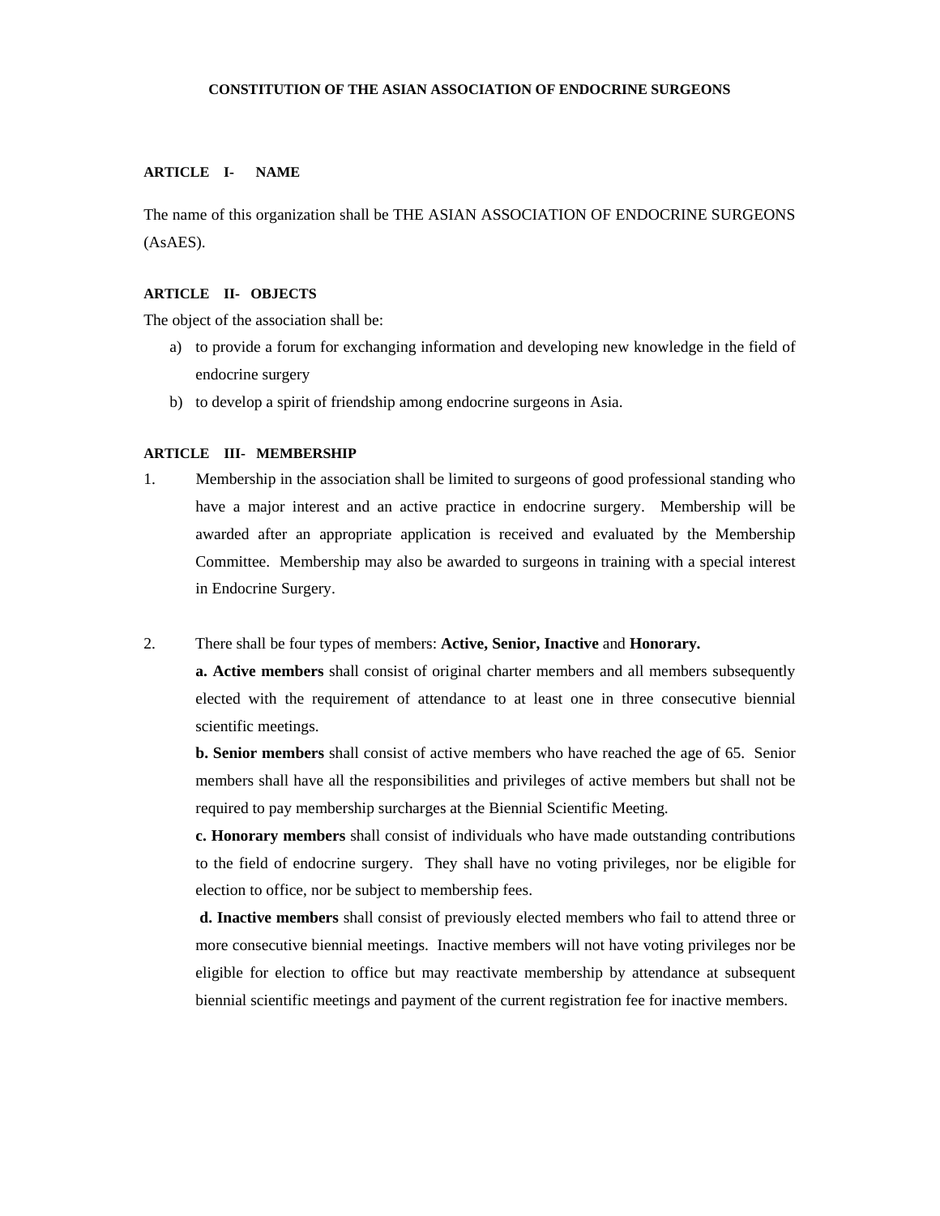# CONSTITUTION OF THE ASIAN ASSOCIATION OF ENDOCRINE SURGEONS

## ARTICLE I- NAME

The name of this organization shall be THE ASIAN ASSOCIATION OF ENDOCRINE SURGEONS (AsAES).

## ARTICLE II- OBJECTS

The object of the association shall be:

a) to provide a forum for exchanging information and developing new knowledge in the field of endocrine surgery
b) to develop a spirit of friendship among endocrine surgeons in Asia.

## ARTICLE III- MEMBERSHIP

1. Membership in the association shall be limited to surgeons of good professional standing who have a major interest and an active practice in endocrine surgery. Membership will be awarded after an appropriate application is received and evaluated by the Membership Committee. Membership may also be awarded to surgeons in training with a special interest in Endocrine Surgery.

2. There shall be four types of members: **Active, Senior, Inactive** and **Honorary.**

   **a. Active members** shall consist of original charter members and all members subsequently elected with the requirement of attendance to at least one in three consecutive biennial scientific meetings.

   **b. Senior members** shall consist of active members who have reached the age of 65. Senior members shall have all the responsibilities and privileges of active members but shall not be required to pay membership surcharges at the Biennial Scientific Meeting.

   **c. Honorary members** shall consist of individuals who have made outstanding contributions to the field of endocrine surgery. They shall have no voting privileges, nor be eligible for election to office, nor be subject to membership fees.

   **d. Inactive members** shall consist of previously elected members who fail to attend three or more consecutive biennial meetings. Inactive members will not have voting privileges nor be eligible for election to office but may reactivate membership by attendance at subsequent biennial scientific meetings and payment of the current registration fee for inactive members.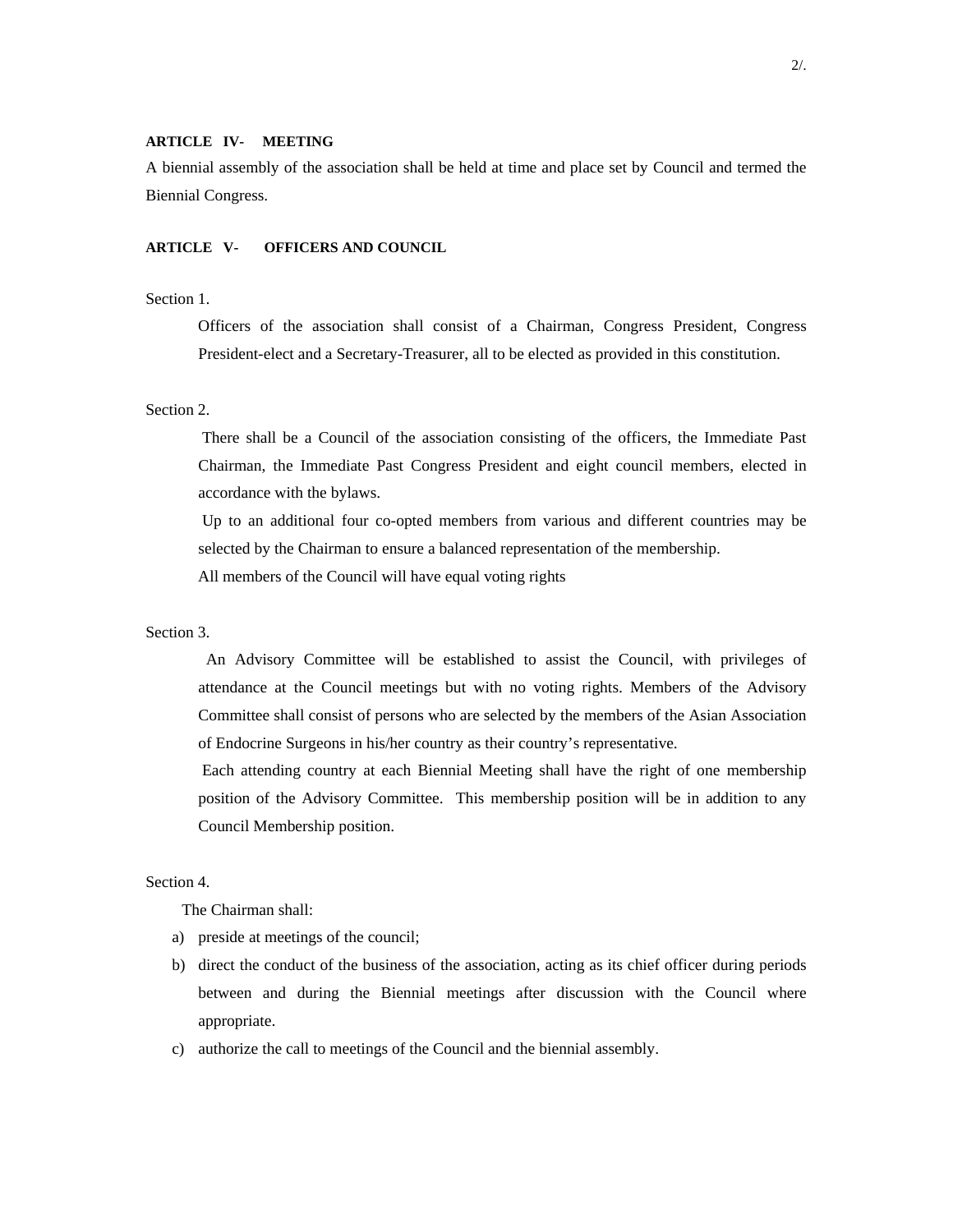**ARTICLE IV- MEETING**

A biennial assembly of the association shall be held at time and place set by Council and termed the Biennial Congress.

**ARTICLE V- OFFICERS AND COUNCIL**

Section 1.

Officers of the association shall consist of a Chairman, Congress President, Congress President-elect and a Secretary-Treasurer, all to be elected as provided in this constitution.

Section 2.

There shall be a Council of the association consisting of the officers, the Immediate Past Chairman, the Immediate Past Congress President and eight council members, elected in accordance with the bylaws.

Up to an additional four co-opted members from various and different countries may be selected by the Chairman to ensure a balanced representation of the membership.

All members of the Council will have equal voting rights

Section 3.

An Advisory Committee will be established to assist the Council, with privileges of attendance at the Council meetings but with no voting rights. Members of the Advisory Committee shall consist of persons who are selected by the members of the Asian Association of Endocrine Surgeons in his/her country as their country's representative.

Each attending country at each Biennial Meeting shall have the right of one membership position of the Advisory Committee. This membership position will be in addition to any Council Membership position.

Section 4.

The Chairman shall:

a) preside at meetings of the council;
b) direct the conduct of the business of the association, acting as its chief officer during periods between and during the Biennial meetings after discussion with the Council where appropriate.
c) authorize the call to meetings of the Council and the biennial assembly.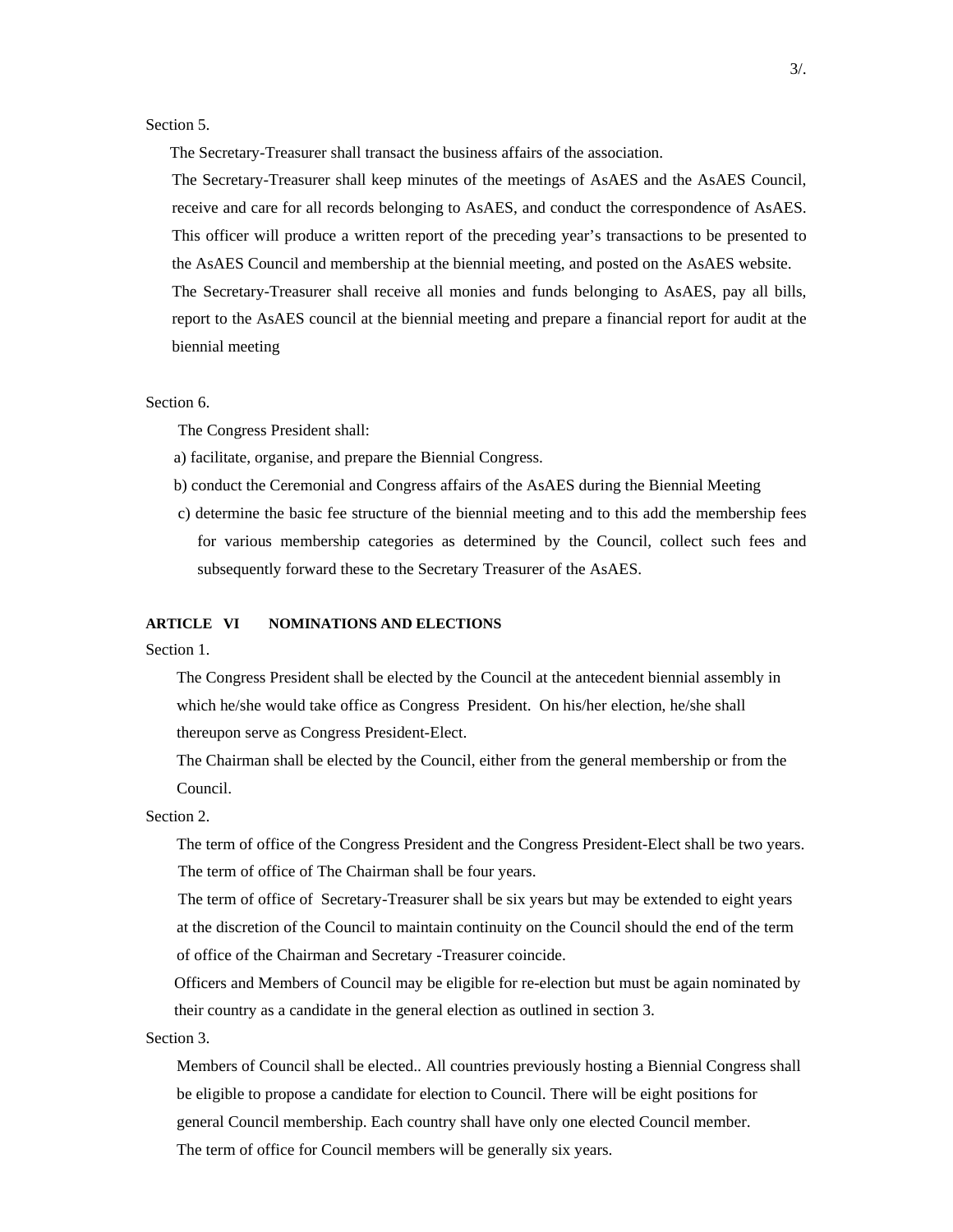Section 5.

The Secretary-Treasurer shall transact the business affairs of the association.

The Secretary-Treasurer shall keep minutes of the meetings of AsAES and the AsAES Council, receive and care for all records belonging to AsAES, and conduct the correspondence of AsAES. This officer will produce a written report of the preceding year's transactions to be presented to the AsAES Council and membership at the biennial meeting, and posted on the AsAES website.

The Secretary-Treasurer shall receive all monies and funds belonging to AsAES, pay all bills, report to the AsAES council at the biennial meeting and prepare a financial report for audit at the biennial meeting

Section 6.

The Congress President shall:

a) facilitate, organise, and prepare the Biennial Congress.

b) conduct the Ceremonial and Congress affairs of the AsAES during the Biennial Meeting

c) determine the basic fee structure of the biennial meeting and to this add the membership fees for various membership categories as determined by the Council, collect such fees and subsequently forward these to the Secretary Treasurer of the AsAES.

**ARTICLE VI NOMINATIONS AND ELECTIONS**

Section 1.

The Congress President shall be elected by the Council at the antecedent biennial assembly in which he/she would take office as Congress President. On his/her election, he/she shall thereupon serve as Congress President-Elect.

The Chairman shall be elected by the Council, either from the general membership or from the Council.

Section 2.

The term of office of the Congress President and the Congress President-Elect shall be two years.

The term of office of The Chairman shall be four years.

The term of office of Secretary-Treasurer shall be six years but may be extended to eight years at the discretion of the Council to maintain continuity on the Council should the end of the term of office of the Chairman and Secretary -Treasurer coincide.

Officers and Members of Council may be eligible for re-election but must be again nominated by their country as a candidate in the general election as outlined in section 3.

Section 3.

Members of Council shall be elected.. All countries previously hosting a Biennial Congress shall be eligible to propose a candidate for election to Council. There will be eight positions for general Council membership. Each country shall have only one elected Council member.

The term of office for Council members will be generally six years.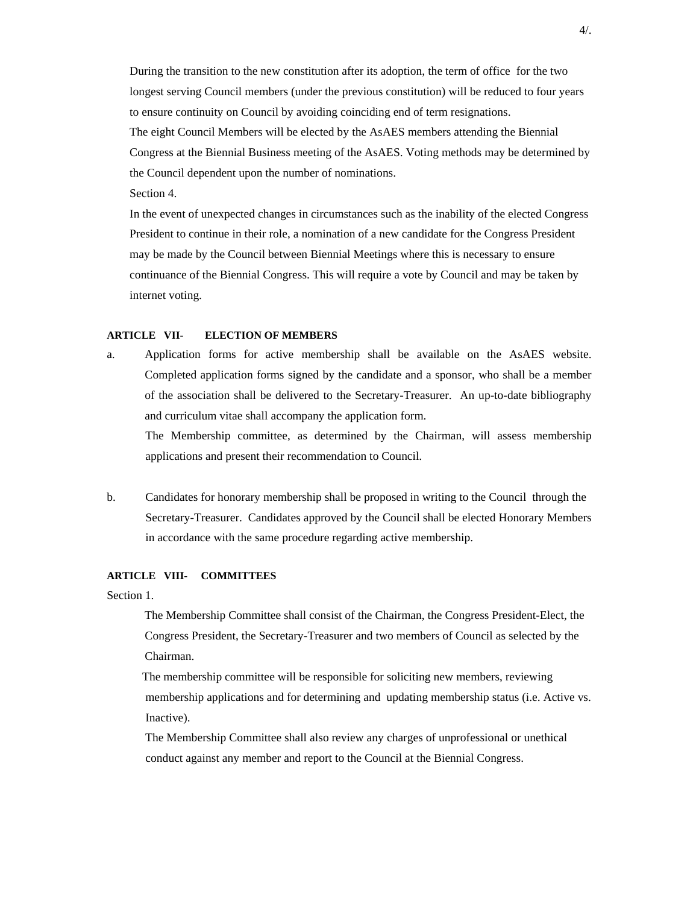During the transition to the new constitution after its adoption, the term of office for the two longest serving Council members (under the previous constitution) will be reduced to four years to ensure continuity on Council by avoiding coinciding end of term resignations.

The eight Council Members will be elected by the AsAES members attending the Biennial Congress at the Biennial Business meeting of the AsAES. Voting methods may be determined by the Council dependent upon the number of nominations.

Section 4.

In the event of unexpected changes in circumstances such as the inability of the elected Congress President to continue in their role, a nomination of a new candidate for the Congress President may be made by the Council between Biennial Meetings where this is necessary to ensure continuance of the Biennial Congress. This will require a vote by Council and may be taken by internet voting.

**ARTICLE VII- ELECTION OF MEMBERS**

a. Application forms for active membership shall be available on the AsAES website. Completed application forms signed by the candidate and a sponsor, who shall be a member of the association shall be delivered to the Secretary-Treasurer. An up-to-date bibliography and curriculum vitae shall accompany the application form.

   The Membership committee, as determined by the Chairman, will assess membership applications and present their recommendation to Council.

b. Candidates for honorary membership shall be proposed in writing to the Council through the Secretary-Treasurer. Candidates approved by the Council shall be elected Honorary Members in accordance with the same procedure regarding active membership.

**ARTICLE VIII- COMMITTEES**

Section 1.

The Membership Committee shall consist of the Chairman, the Congress President-Elect, the Congress President, the Secretary-Treasurer and two members of Council as selected by the Chairman.

The membership committee will be responsible for soliciting new members, reviewing membership applications and for determining and updating membership status (i.e. Active vs. Inactive).

The Membership Committee shall also review any charges of unprofessional or unethical conduct against any member and report to the Council at the Biennial Congress.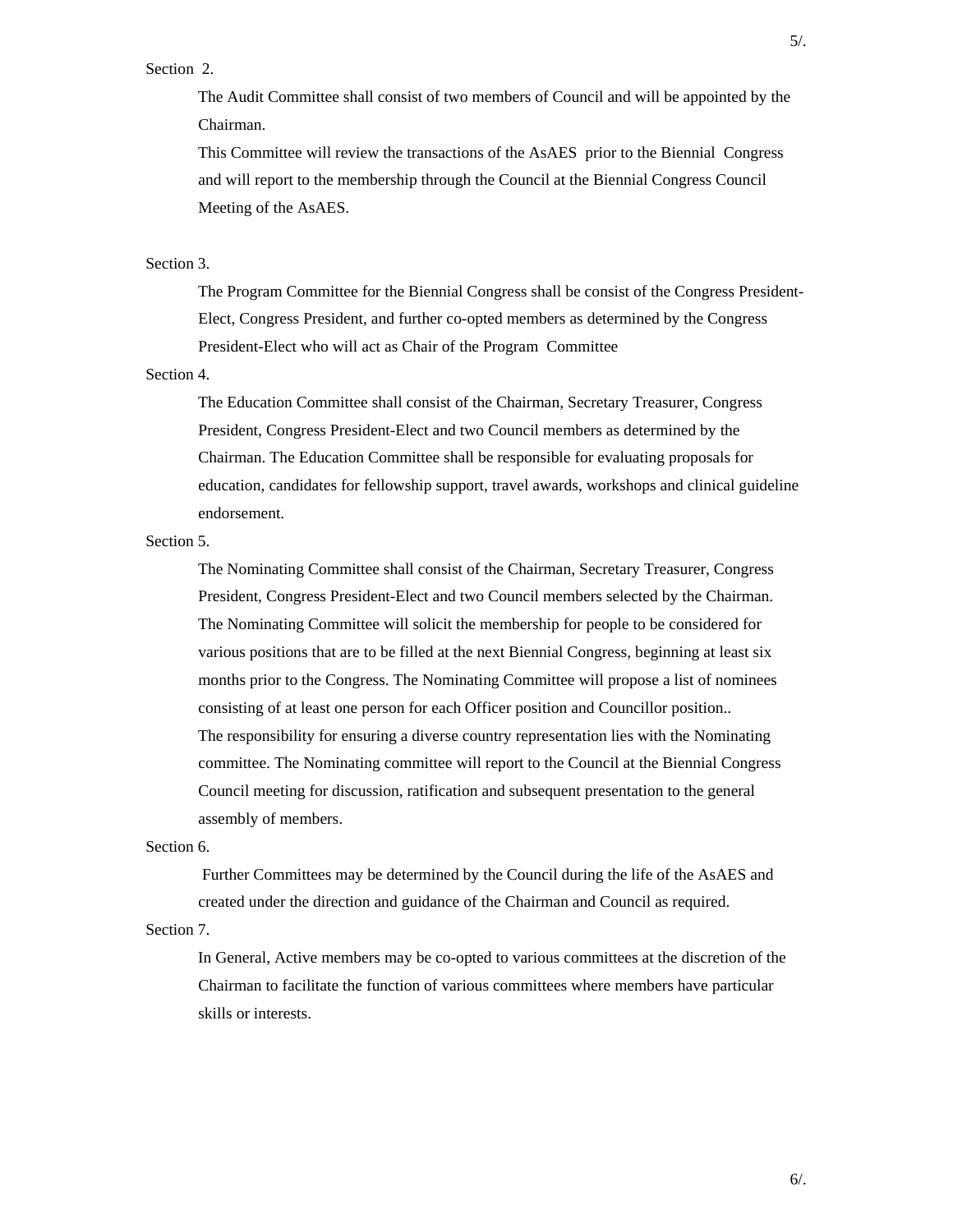Section 2.

The Audit Committee shall consist of two members of Council and will be appointed by the Chairman.

This Committee will review the transactions of the AsAES prior to the Biennial Congress and will report to the membership through the Council at the Biennial Congress Council Meeting of the AsAES.

Section 3.

The Program Committee for the Biennial Congress shall be consist of the Congress President-Elect, Congress President, and further co-opted members as determined by the Congress President-Elect who will act as Chair of the Program Committee

Section 4.

The Education Committee shall consist of the Chairman, Secretary Treasurer, Congress President, Congress President-Elect and two Council members as determined by the Chairman. The Education Committee shall be responsible for evaluating proposals for education, candidates for fellowship support, travel awards, workshops and clinical guideline endorsement.

Section 5.

The Nominating Committee shall consist of the Chairman, Secretary Treasurer, Congress President, Congress President-Elect and two Council members selected by the Chairman. The Nominating Committee will solicit the membership for people to be considered for various positions that are to be filled at the next Biennial Congress, beginning at least six months prior to the Congress. The Nominating Committee will propose a list of nominees consisting of at least one person for each Officer position and Councillor position..

The responsibility for ensuring a diverse country representation lies with the Nominating committee. The Nominating committee will report to the Council at the Biennial Congress Council meeting for discussion, ratification and subsequent presentation to the general assembly of members.

Section 6.

Further Committees may be determined by the Council during the life of the AsAES and created under the direction and guidance of the Chairman and Council as required.

Section 7.

In General, Active members may be co-opted to various committees at the discretion of the Chairman to facilitate the function of various committees where members have particular skills or interests.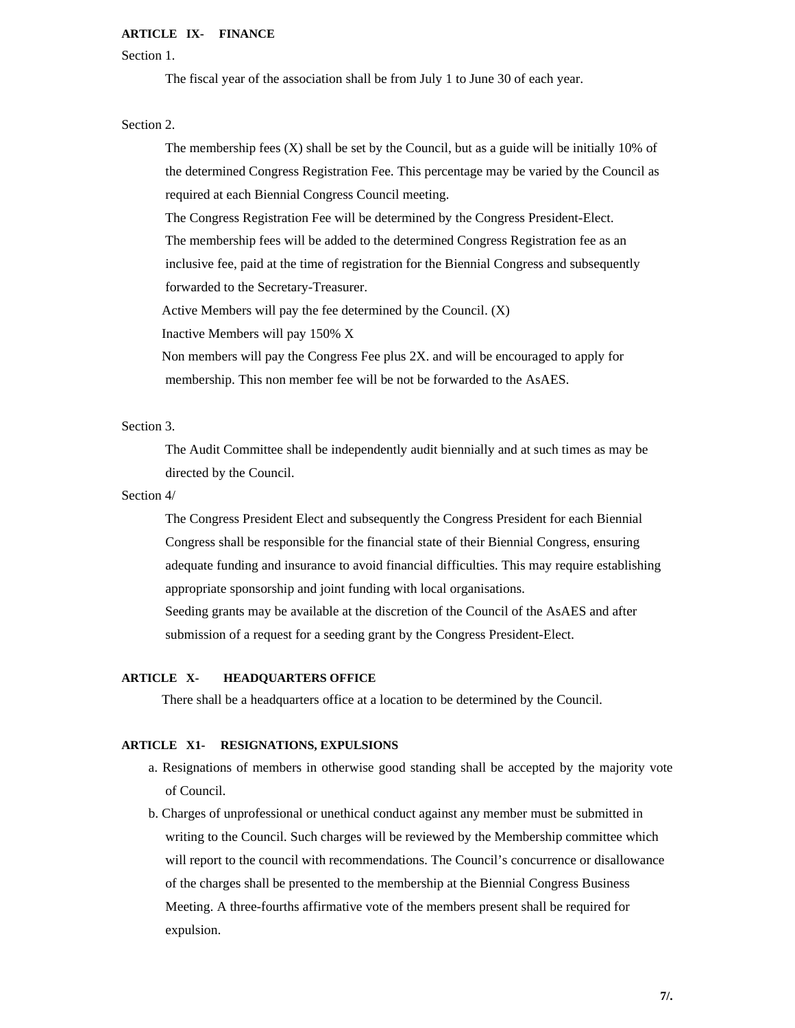**ARTICLE IX- FINANCE**

Section 1.

The fiscal year of the association shall be from July 1 to June 30 of each year.

Section 2.

The membership fees (X) shall be set by the Council, but as a guide will be initially 10% of the determined Congress Registration Fee. This percentage may be varied by the Council as required at each Biennial Congress Council meeting.

The Congress Registration Fee will be determined by the Congress President-Elect.

The membership fees will be added to the determined Congress Registration fee as an inclusive fee, paid at the time of registration for the Biennial Congress and subsequently forwarded to the Secretary-Treasurer.

Active Members will pay the fee determined by the Council. (X)

Inactive Members will pay 150% X

Non members will pay the Congress Fee plus 2X. and will be encouraged to apply for membership. This non member fee will be not be forwarded to the AsAES.

Section 3.

The Audit Committee shall be independently audit biennially and at such times as may be directed by the Council.

Section 4/

The Congress President Elect and subsequently the Congress President for each Biennial Congress shall be responsible for the financial state of their Biennial Congress, ensuring adequate funding and insurance to avoid financial difficulties. This may require establishing appropriate sponsorship and joint funding with local organisations.

Seeding grants may be available at the discretion of the Council of the AsAES and after submission of a request for a seeding grant by the Congress President-Elect.

**ARTICLE X- HEADQUARTERS OFFICE**

There shall be a headquarters office at a location to be determined by the Council.

**ARTICLE X1- RESIGNATIONS, EXPULSIONS**

a. Resignations of members in otherwise good standing shall be accepted by the majority vote of Council.

b. Charges of unprofessional or unethical conduct against any member must be submitted in writing to the Council. Such charges will be reviewed by the Membership committee which will report to the council with recommendations. The Council's concurrence or disallowance of the charges shall be presented to the membership at the Biennial Congress Business Meeting. A three-fourths affirmative vote of the members present shall be required for expulsion.

**7/.**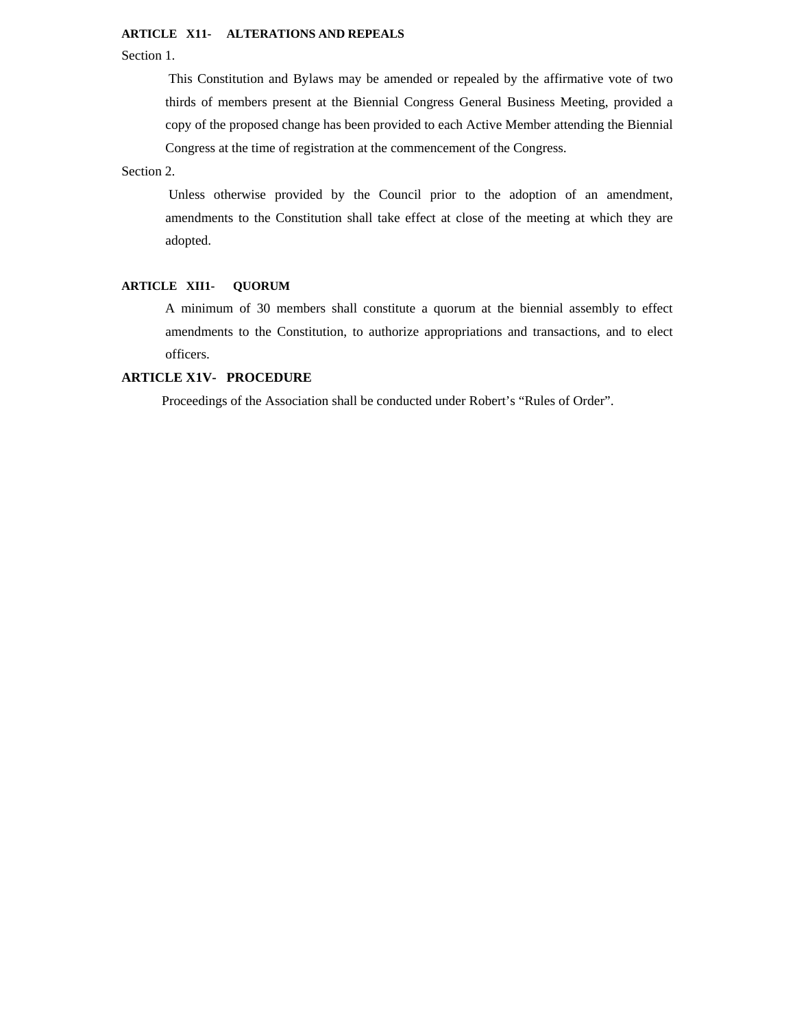**ARTICLE X11- ALTERATIONS AND REPEALS**

Section 1.

This Constitution and Bylaws may be amended or repealed by the affirmative vote of two thirds of members present at the Biennial Congress General Business Meeting, provided a copy of the proposed change has been provided to each Active Member attending the Biennial Congress at the time of registration at the commencement of the Congress.

Section 2.

Unless otherwise provided by the Council prior to the adoption of an amendment, amendments to the Constitution shall take effect at close of the meeting at which they are adopted.

**ARTICLE XII1- QUORUM**

A minimum of 30 members shall constitute a quorum at the biennial assembly to effect amendments to the Constitution, to authorize appropriations and transactions, and to elect officers.

**ARTICLE X1V- PROCEDURE**

Proceedings of the Association shall be conducted under Robert's "Rules of Order".